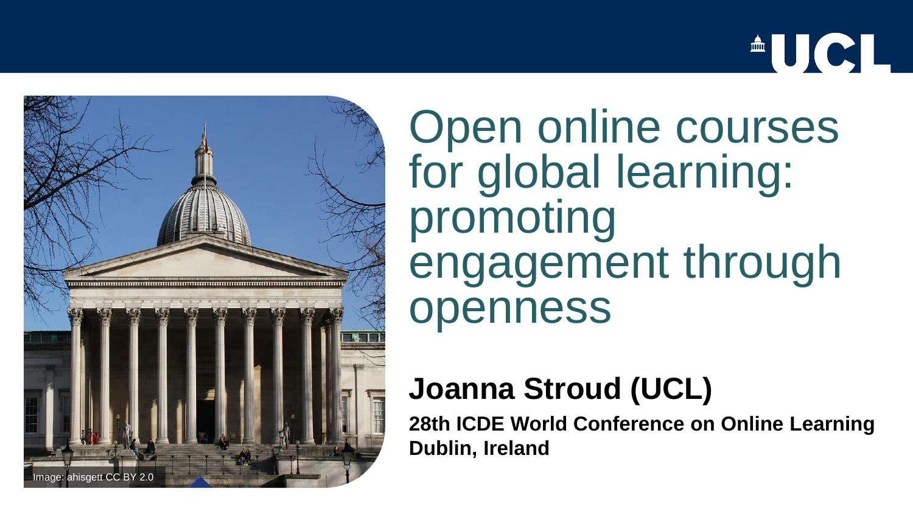# Open online courses for global learning: promoting engagement through openness

Image: ahisgett CC BY 2.0

**Joanna Stroud (UCL)**

**28th ICDE World Conference on Online Learning**
**Dublin, Ireland**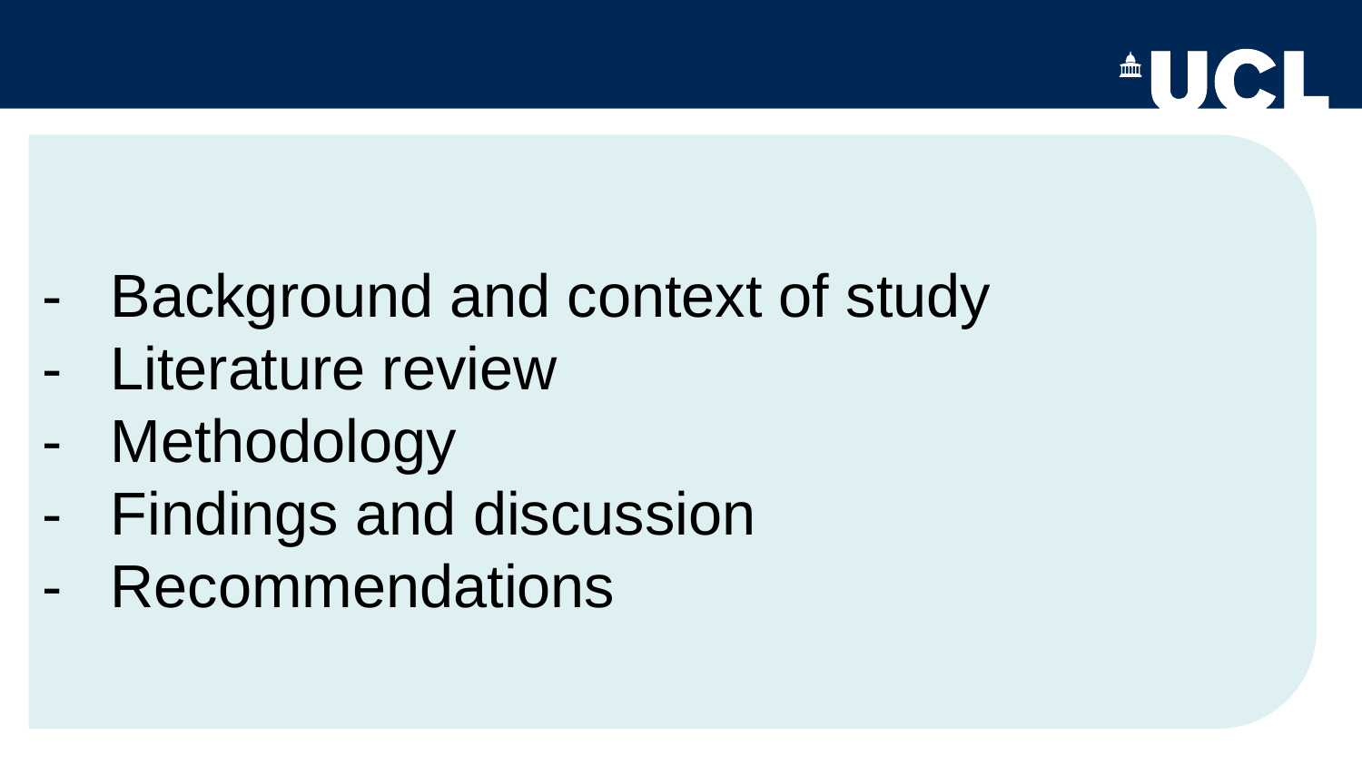- Background and context of study
- Literature review
- Methodology
- Findings and discussion
- Recommendations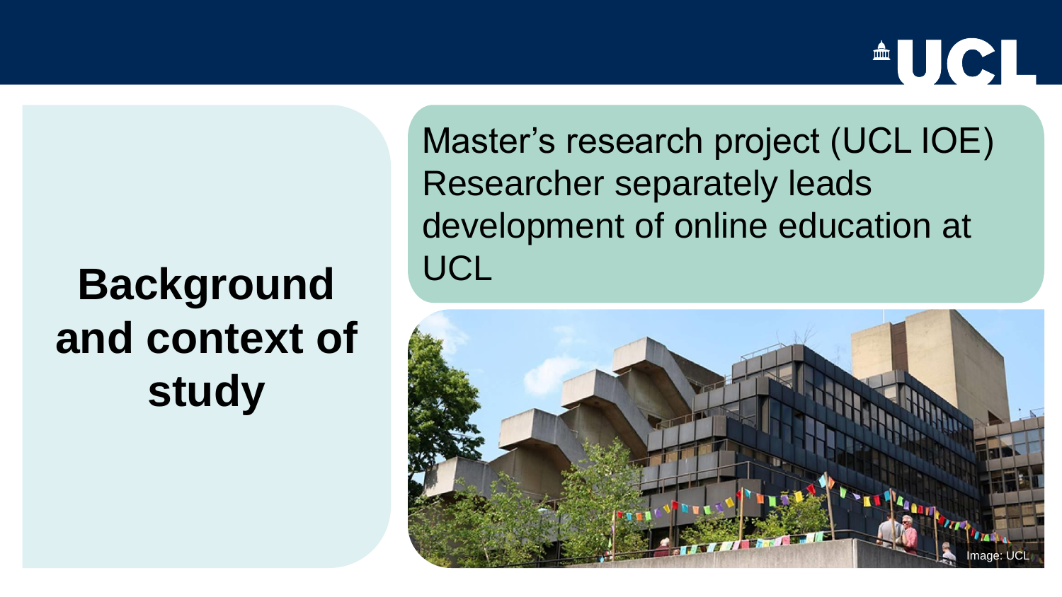# Background and context of study

Master's research project (UCL IOE)

Researcher separately leads development of online education at UCL

Image: UCL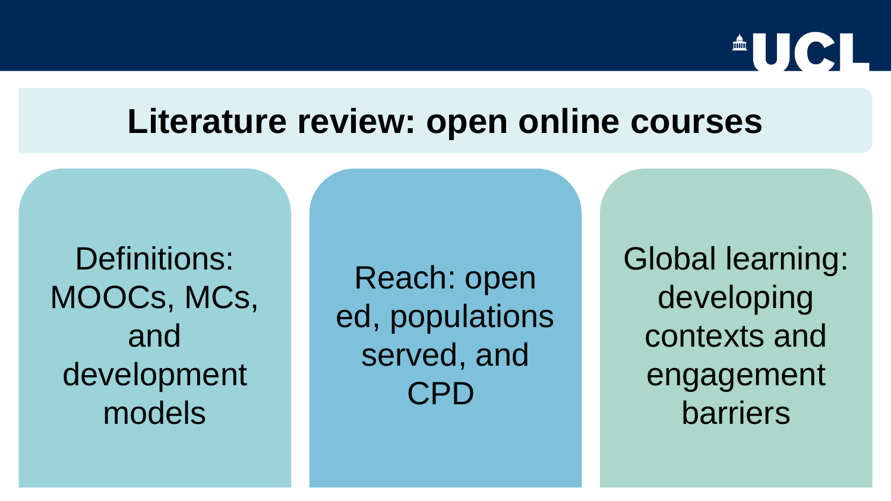# Literature review: open online courses

Definitions: MOOCs, MCs, and development models

Reach: open ed, populations served, and CPD

Global learning: developing contexts and engagement barriers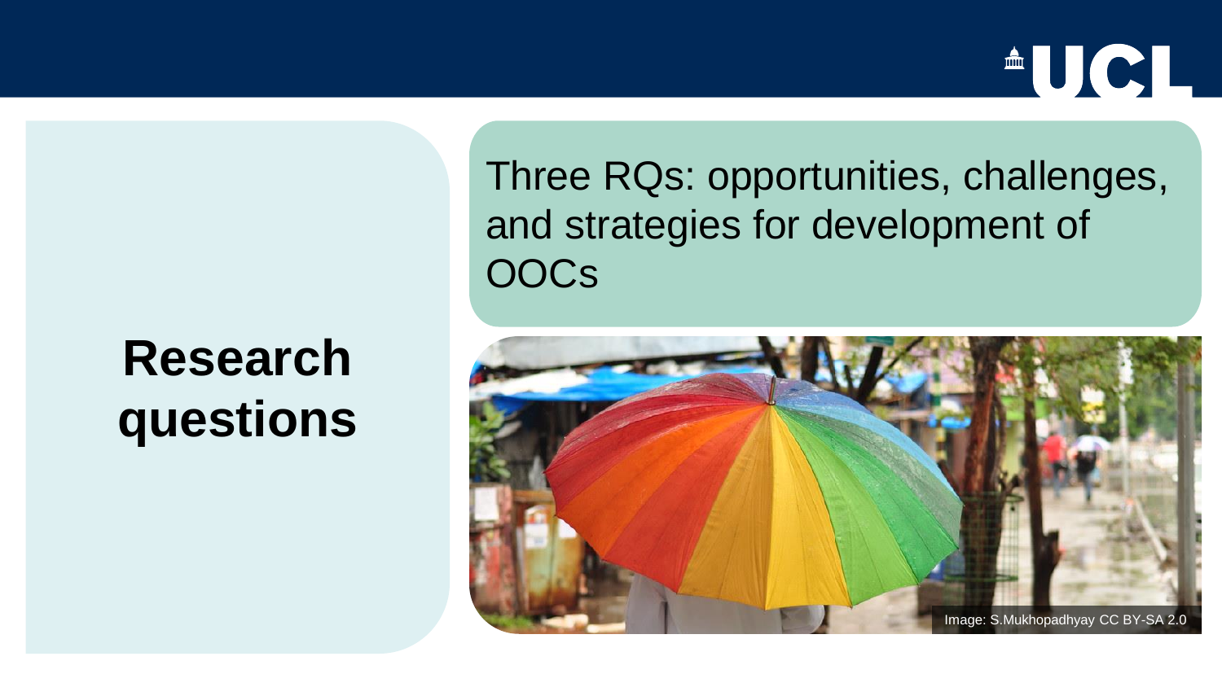# Research questions

Three RQs: opportunities, challenges, and strategies for development of OOCs

Image: S.Mukhopadhyay CC BY-SA 2.0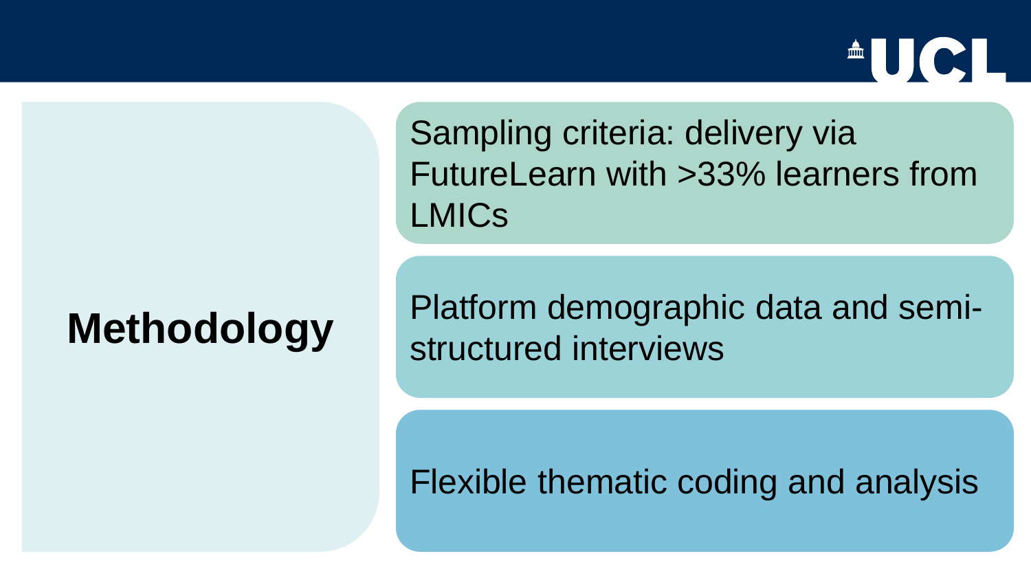# Methodology

- Sampling criteria: delivery via FutureLearn with >33% learners from LMICs
- Platform demographic data and semi-structured interviews
- Flexible thematic coding and analysis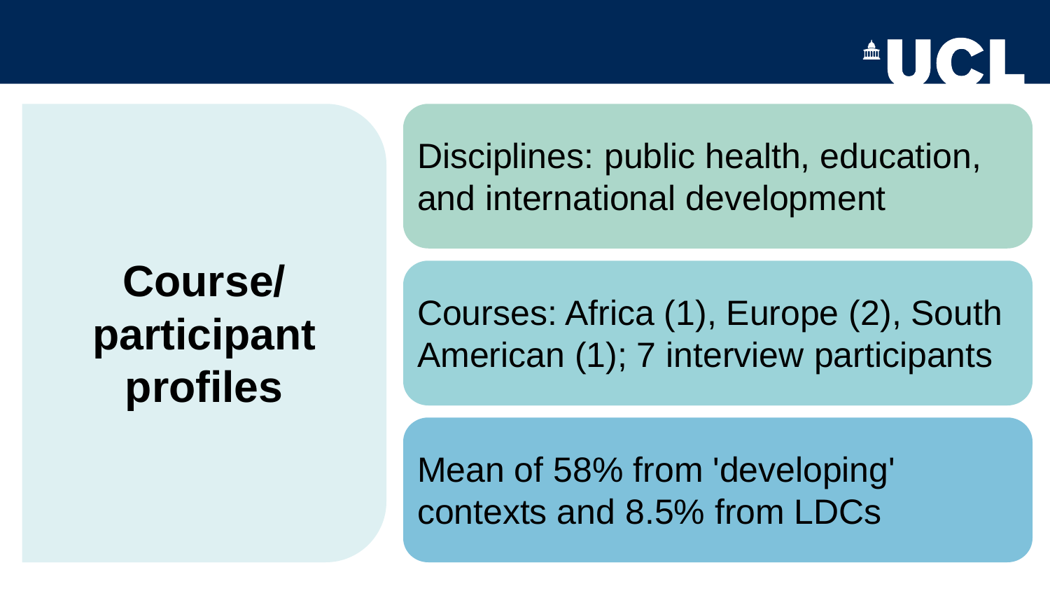# Course/ participant profiles

Disciplines: public health, education, and international development

Courses: Africa (1), Europe (2), South American (1); 7 interview participants

Mean of 58% from 'developing' contexts and 8.5% from LDCs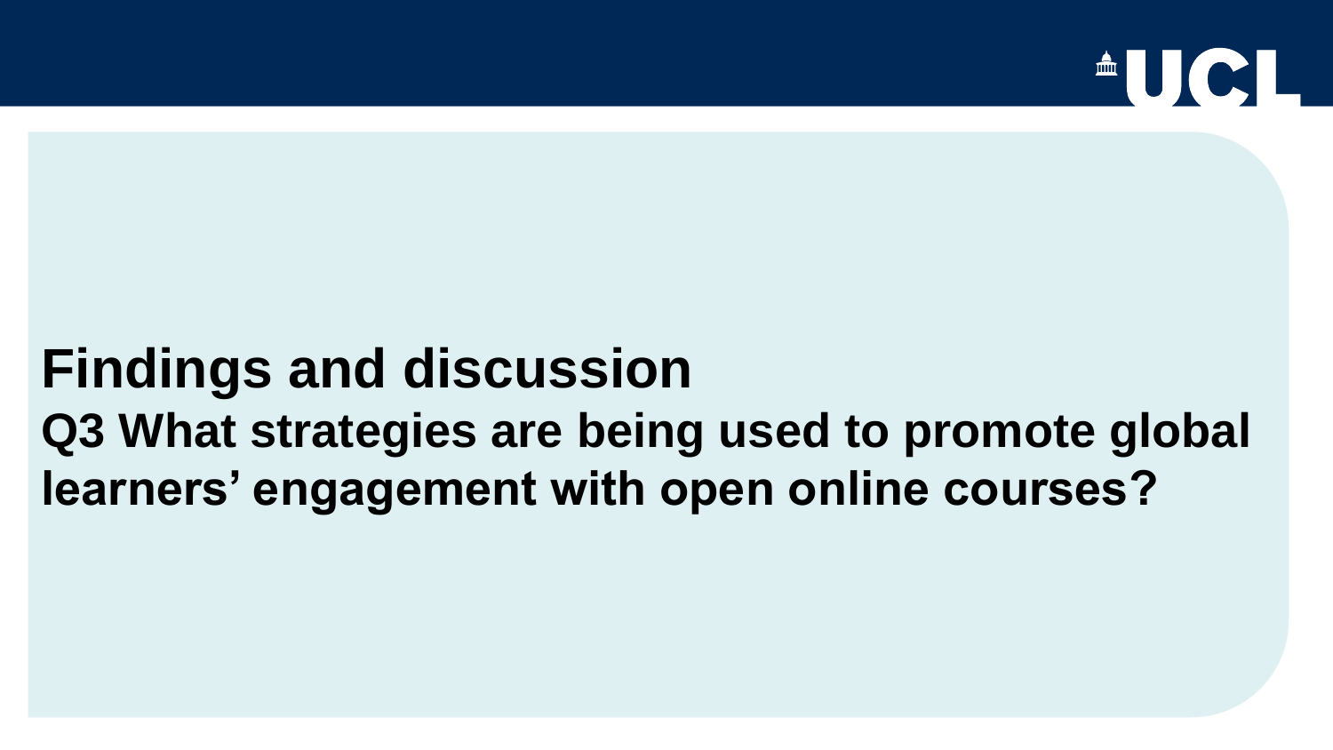# Findings and discussion

## Q3 What strategies are being used to promote global learners' engagement with open online courses?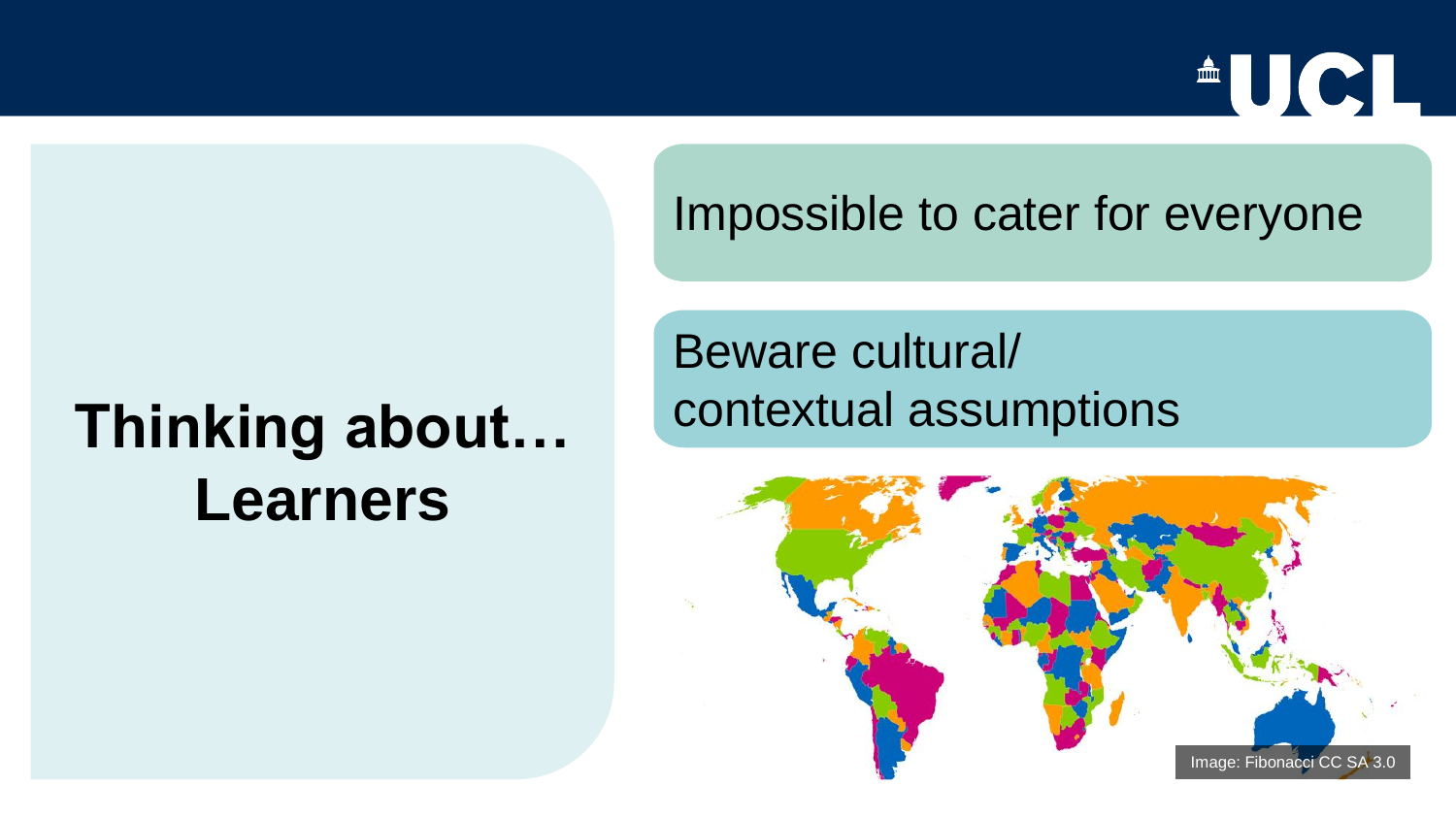# Thinking about… Learners

Impossible to cater for everyone

Beware cultural/ contextual assumptions

Image: Fibonacci CC SA 3.0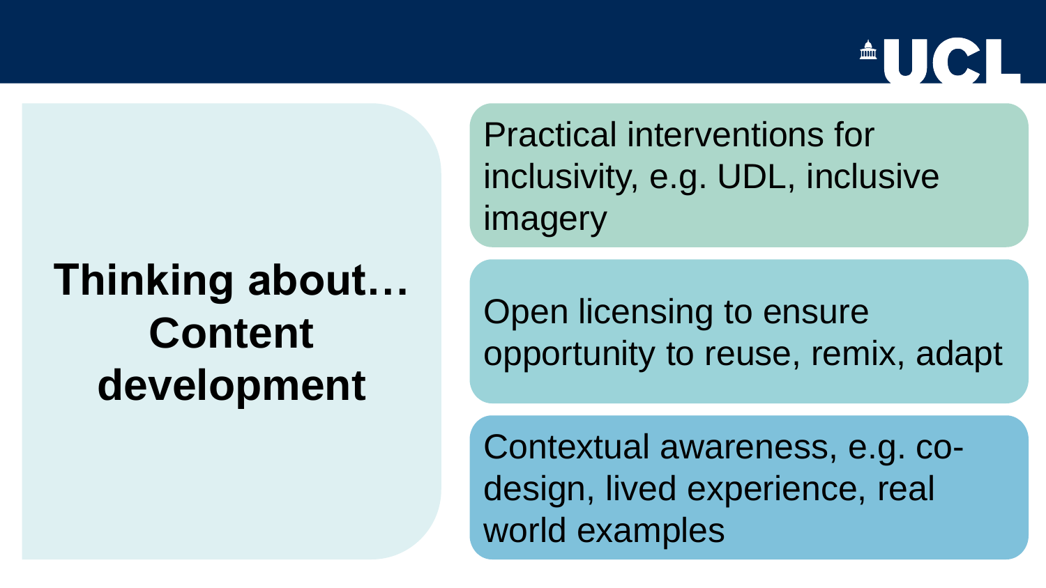# Thinking about… Content development

- Practical interventions for inclusivity, e.g. UDL, inclusive imagery
- Open licensing to ensure opportunity to reuse, remix, adapt
- Contextual awareness, e.g. co-design, lived experience, real world examples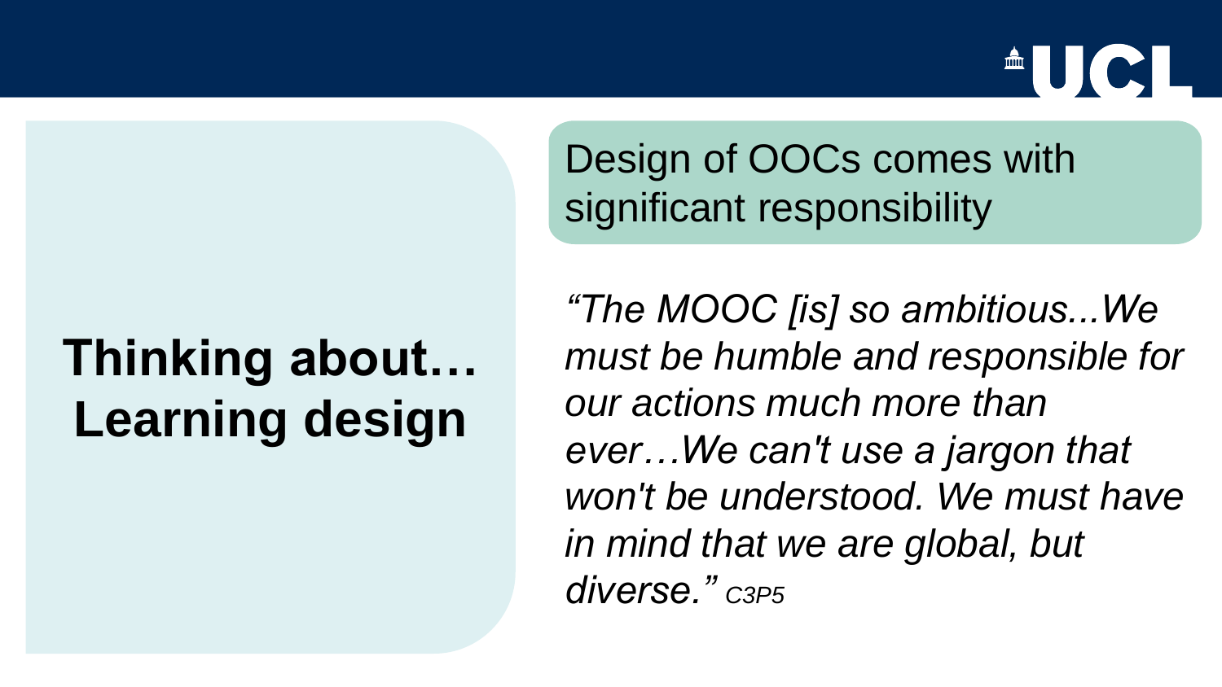# Thinking about… Learning design

## Design of OOCs comes with significant responsibility

*"The MOOC [is] so ambitious...We must be humble and responsible for our actions much more than ever…We can't use a jargon that won't be understood. We must have in mind that we are global, but diverse."* C3P5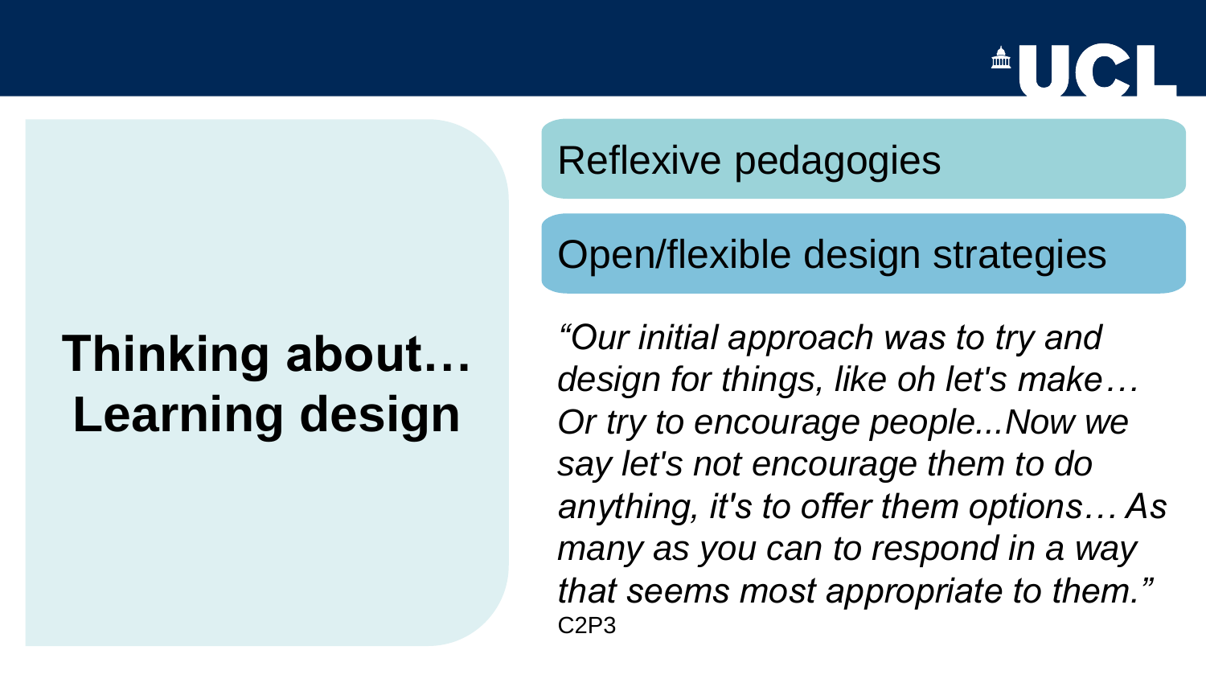# Thinking about… Learning design

## Reflexive pedagogies

## Open/flexible design strategies

*"Our initial approach was to try and design for things, like oh let's make… Or try to encourage people...Now we say let's not encourage them to do anything, it's to offer them options… As many as you can to respond in a way that seems most appropriate to them."* C2P3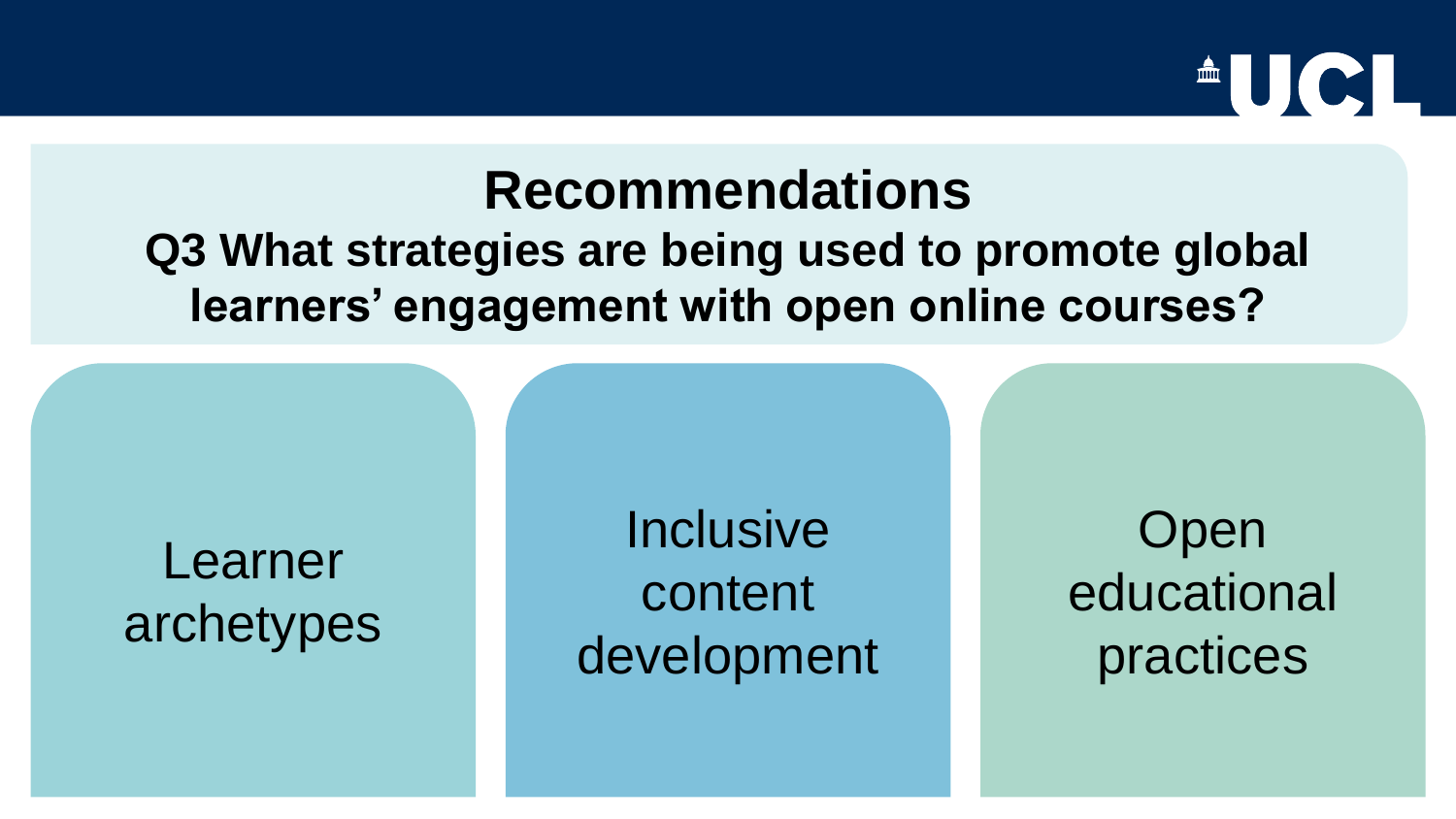# Recommendations

## Q3 What strategies are being used to promote global learners' engagement with open online courses?

- Learner archetypes
- Inclusive content development
- Open educational practices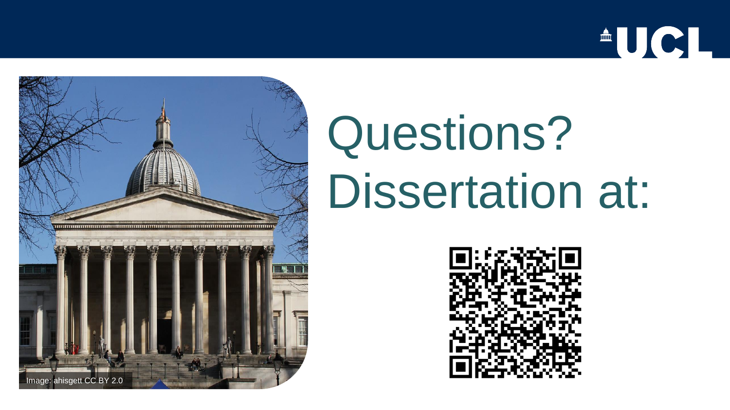Image: ahisgett CC BY 2.0

# Questions?
# Dissertation at: